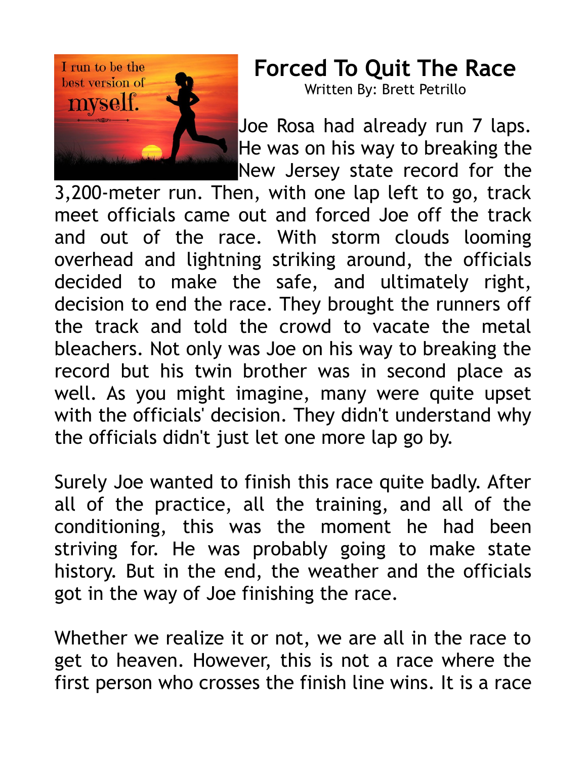# Forced To Quit The Race

Written By: Brett Petrillo

Joe Rosa had already run 7 laps. He was on his way to breaking the New Jersey state record for the 3,200-meter run. Then, with one lap left to go, track meet officials came out and forced Joe off the track and out of the race. With storm clouds looming overhead and lightning striking around, the officials decided to make the safe, and ultimately right, decision to end the race. They brought the runners off the track and told the crowd to vacate the metal bleachers. Not only was Joe on his way to breaking the record but his twin brother was in second place as well. As you might imagine, many were quite upset with the officials' decision. They didn't understand why the officials didn't just let one more lap go by.

Surely Joe wanted to finish this race quite badly. After all of the practice, all the training, and all of the conditioning, this was the moment he had been striving for. He was probably going to make state history. But in the end, the weather and the officials got in the way of Joe finishing the race.

Whether we realize it or not, we are all in the race to get to heaven. However, this is not a race where the first person who crosses the finish line wins. It is a race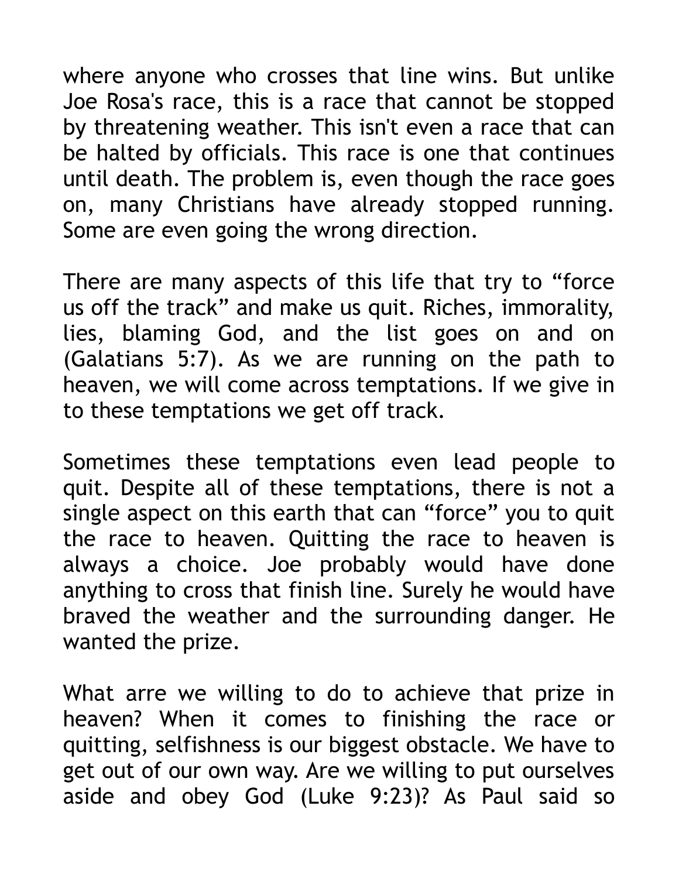where anyone who crosses that line wins. But unlike Joe Rosa's race, this is a race that cannot be stopped by threatening weather. This isn't even a race that can be halted by officials. This race is one that continues until death. The problem is, even though the race goes on, many Christians have already stopped running. Some are even going the wrong direction.

There are many aspects of this life that try to “force us off the track” and make us quit. Riches, immorality, lies, blaming God, and the list goes on and on (Galatians 5:7). As we are running on the path to heaven, we will come across temptations. If we give in to these temptations we get off track.

Sometimes these temptations even lead people to quit. Despite all of these temptations, there is not a single aspect on this earth that can “force” you to quit the race to heaven. Quitting the race to heaven is always a choice. Joe probably would have done anything to cross that finish line. Surely he would have braved the weather and the surrounding danger. He wanted the prize.

What arre we willing to do to achieve that prize in heaven? When it comes to finishing the race or quitting, selfishness is our biggest obstacle. We have to get out of our own way. Are we willing to put ourselves aside and obey God (Luke 9:23)? As Paul said so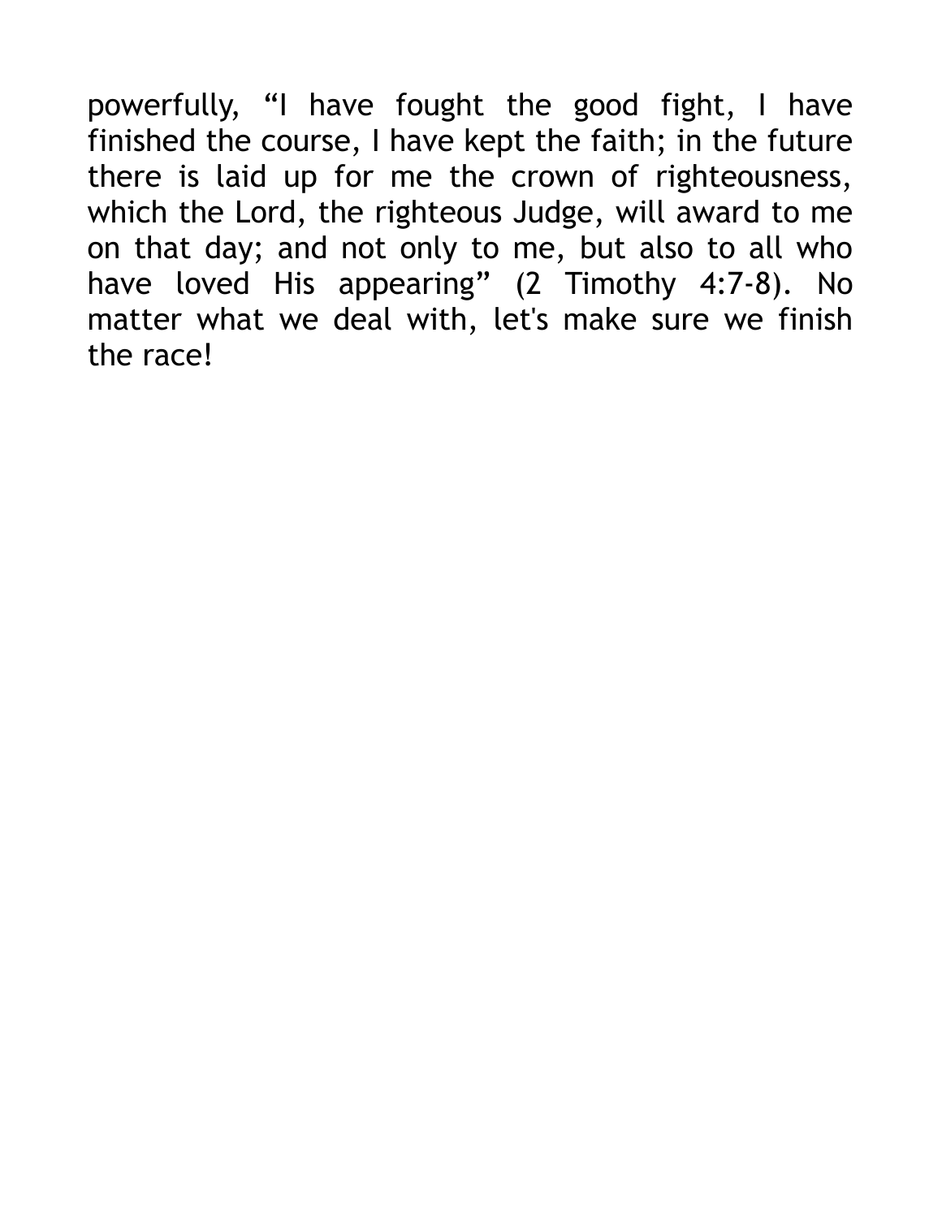powerfully, “I have fought the good fight, I have finished the course, I have kept the faith; in the future there is laid up for me the crown of righteousness, which the Lord, the righteous Judge, will award to me on that day; and not only to me, but also to all who have loved His appearing” (2 Timothy 4:7-8). No matter what we deal with, let's make sure we finish the race!